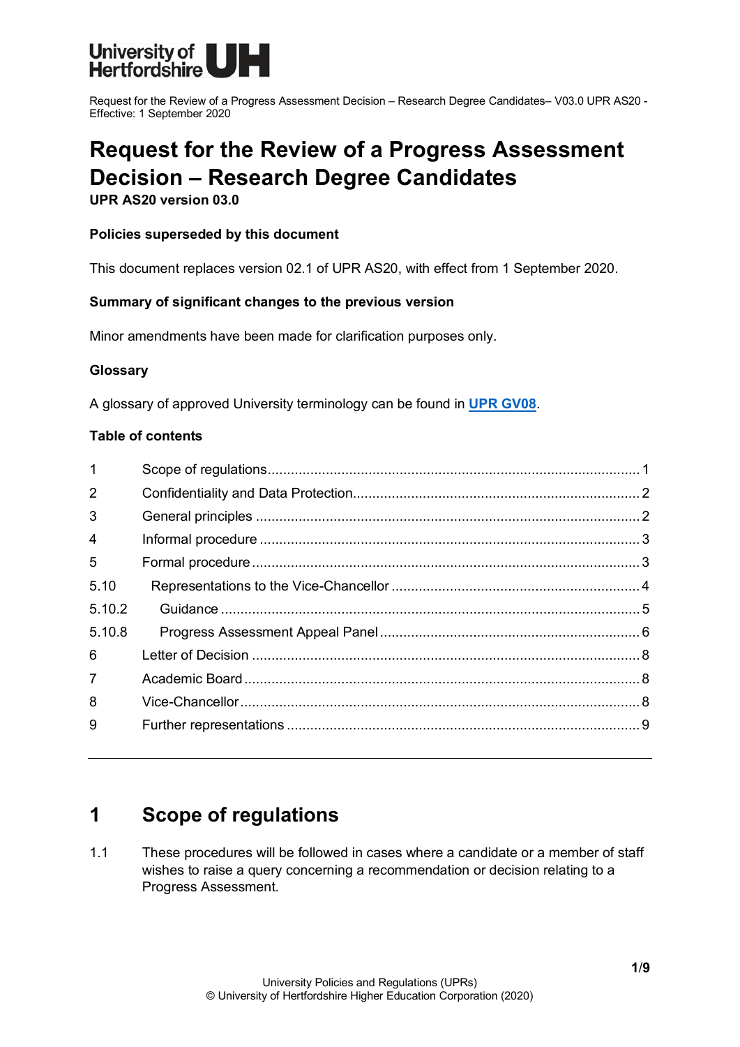Request for the Review of a Progress Assessment Decision – Research Degree Candidates– V03.0 UPR AS20 - Effective: 1 September 2020

# Request for the Review of a Progress Assessment Decision – Research Degree Candidates

**UPR AS20 version 03.0**

**Policies superseded by this document**

This document replaces version 02.1 of UPR AS20, with effect from 1 September 2020.

**Summary of significant changes to the previous version**

Minor amendments have been made for clarification purposes only.

**Glossary**

A glossary of approved University terminology can be found in **UPR GV08**.

**Table of contents**

| | | |
|---|---|---|
| 1 | Scope of regulations | 1 |
| 2 | Confidentiality and Data Protection | 2 |
| 3 | General principles | 2 |
| 4 | Informal procedure | 3 |
| 5 | Formal procedure | 3 |
| 5.10 | Representations to the Vice-Chancellor | 4 |
| 5.10.2 | Guidance | 5 |
| 5.10.8 | Progress Assessment Appeal Panel | 6 |
| 6 | Letter of Decision | 8 |
| 7 | Academic Board | 8 |
| 8 | Vice-Chancellor | 8 |
| 9 | Further representations | 9 |

## 1 Scope of regulations

1.1 These procedures will be followed in cases where a candidate or a member of staff wishes to raise a query concerning a recommendation or decision relating to a Progress Assessment.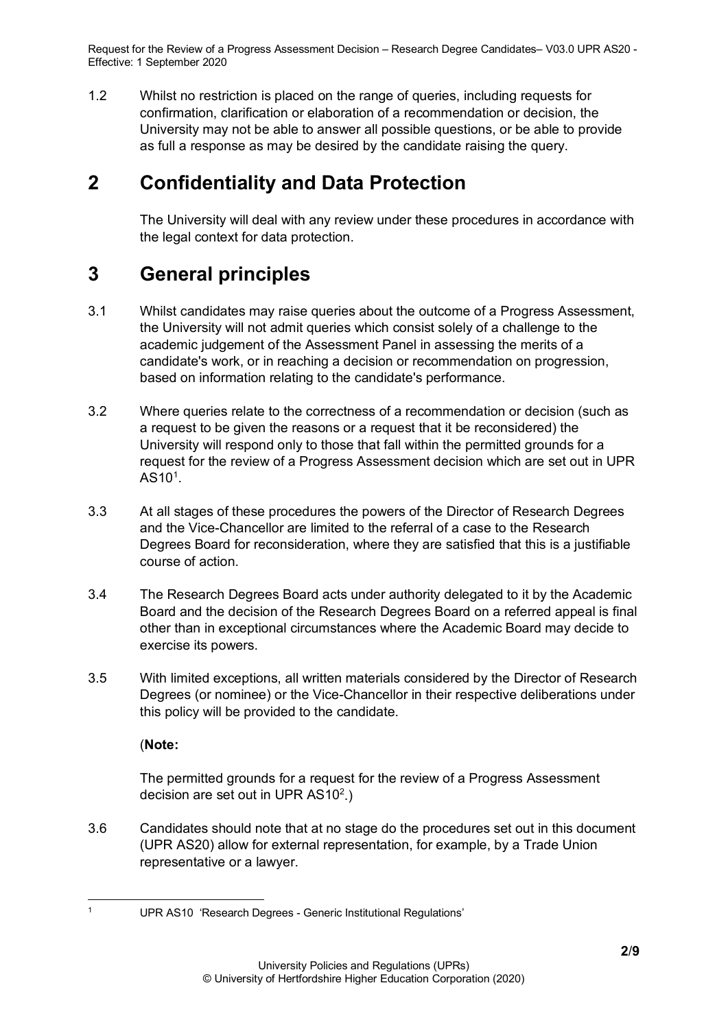1.2 Whilst no restriction is placed on the range of queries, including requests for confirmation, clarification or elaboration of a recommendation or decision, the University may not be able to answer all possible questions, or be able to provide as full a response as may be desired by the candidate raising the query.

# 2 Confidentiality and Data Protection

The University will deal with any review under these procedures in accordance with the legal context for data protection.

# 3 General principles

3.1 Whilst candidates may raise queries about the outcome of a Progress Assessment, the University will not admit queries which consist solely of a challenge to the academic judgement of the Assessment Panel in assessing the merits of a candidate's work, or in reaching a decision or recommendation on progression, based on information relating to the candidate's performance.

3.2 Where queries relate to the correctness of a recommendation or decision (such as a request to be given the reasons or a request that it be reconsidered) the University will respond only to those that fall within the permitted grounds for a request for the review of a Progress Assessment decision which are set out in UPR AS10[1].

3.3 At all stages of these procedures the powers of the Director of Research Degrees and the Vice-Chancellor are limited to the referral of a case to the Research Degrees Board for reconsideration, where they are satisfied that this is a justifiable course of action.

3.4 The Research Degrees Board acts under authority delegated to it by the Academic Board and the decision of the Research Degrees Board on a referred appeal is final other than in exceptional circumstances where the Academic Board may decide to exercise its powers.

3.5 With limited exceptions, all written materials considered by the Director of Research Degrees (or nominee) or the Vice-Chancellor in their respective deliberations under this policy will be provided to the candidate.

(**Note:**

The permitted grounds for a request for the review of a Progress Assessment decision are set out in UPR AS10[2].)

3.6 Candidates should note that at no stage do the procedures set out in this document (UPR AS20) allow for external representation, for example, by a Trade Union representative or a lawyer.

---

[1] UPR AS10 'Research Degrees - Generic Institutional Regulations'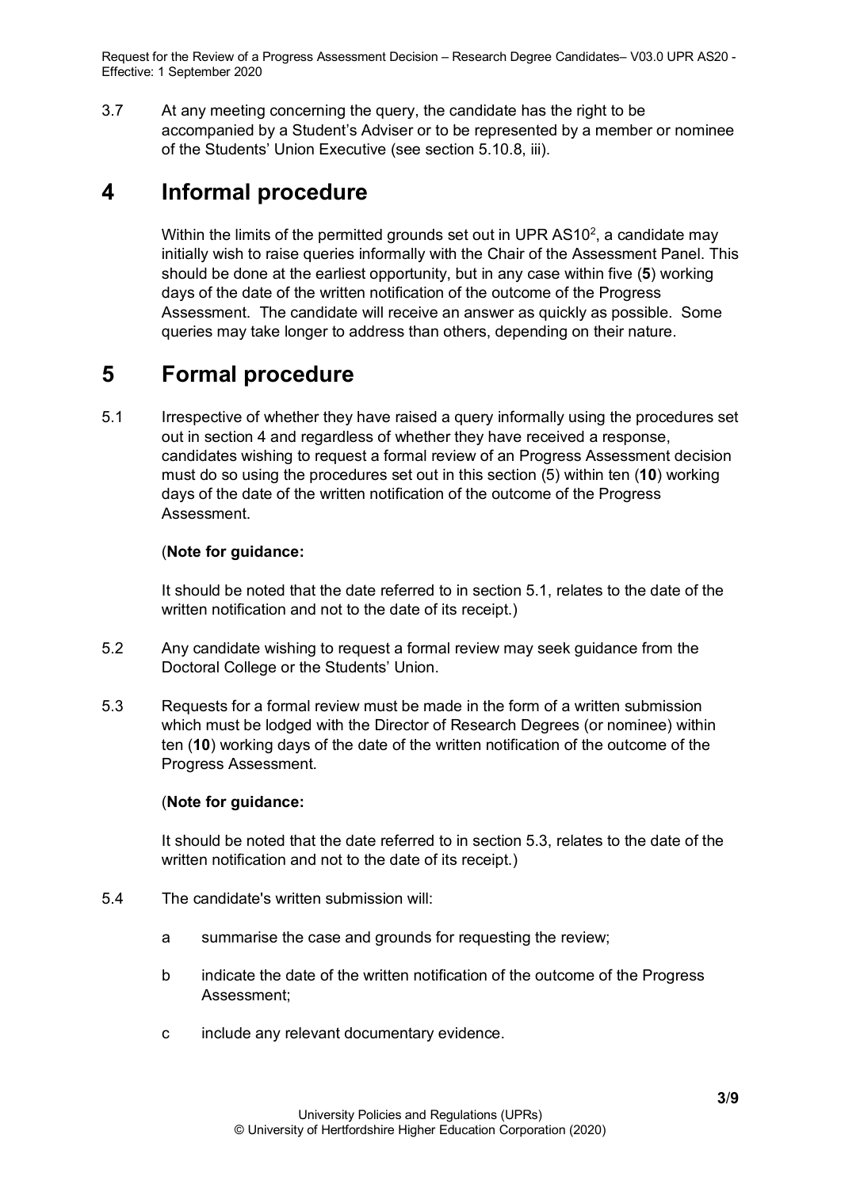3.7 At any meeting concerning the query, the candidate has the right to be accompanied by a Student's Adviser or to be represented by a member or nominee of the Students' Union Executive (see section 5.10.8, iii).

# 4 Informal procedure

Within the limits of the permitted grounds set out in UPR AS10[2], a candidate may initially wish to raise queries informally with the Chair of the Assessment Panel. This should be done at the earliest opportunity, but in any case within five (**5**) working days of the date of the written notification of the outcome of the Progress Assessment. The candidate will receive an answer as quickly as possible. Some queries may take longer to address than others, depending on their nature.

# 5 Formal procedure

5.1 Irrespective of whether they have raised a query informally using the procedures set out in section 4 and regardless of whether they have received a response, candidates wishing to request a formal review of an Progress Assessment decision must do so using the procedures set out in this section (5) within ten (**10**) working days of the date of the written notification of the outcome of the Progress Assessment.

(**Note for guidance:**

It should be noted that the date referred to in section 5.1, relates to the date of the written notification and not to the date of its receipt.)

5.2 Any candidate wishing to request a formal review may seek guidance from the Doctoral College or the Students' Union.

5.3 Requests for a formal review must be made in the form of a written submission which must be lodged with the Director of Research Degrees (or nominee) within ten (**10**) working days of the date of the written notification of the outcome of the Progress Assessment.

(**Note for guidance:**

It should be noted that the date referred to in section 5.3, relates to the date of the written notification and not to the date of its receipt.)

5.4 The candidate's written submission will:

a summarise the case and grounds for requesting the review;

b indicate the date of the written notification of the outcome of the Progress Assessment;

c include any relevant documentary evidence.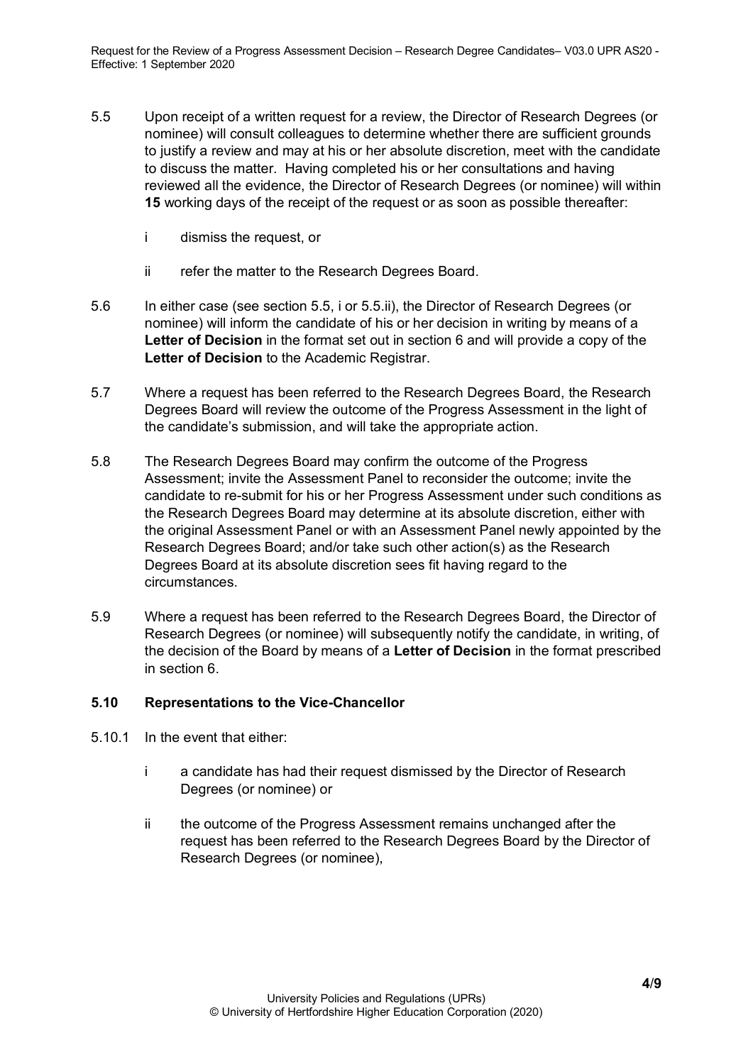5.5 Upon receipt of a written request for a review, the Director of Research Degrees (or nominee) will consult colleagues to determine whether there are sufficient grounds to justify a review and may at his or her absolute discretion, meet with the candidate to discuss the matter. Having completed his or her consultations and having reviewed all the evidence, the Director of Research Degrees (or nominee) will within **15** working days of the receipt of the request or as soon as possible thereafter:

- i dismiss the request, or
- ii refer the matter to the Research Degrees Board.

5.6 In either case (see section 5.5, i or 5.5.ii), the Director of Research Degrees (or nominee) will inform the candidate of his or her decision in writing by means of a **Letter of Decision** in the format set out in section 6 and will provide a copy of the **Letter of Decision** to the Academic Registrar.

5.7 Where a request has been referred to the Research Degrees Board, the Research Degrees Board will review the outcome of the Progress Assessment in the light of the candidate's submission, and will take the appropriate action.

5.8 The Research Degrees Board may confirm the outcome of the Progress Assessment; invite the Assessment Panel to reconsider the outcome; invite the candidate to re-submit for his or her Progress Assessment under such conditions as the Research Degrees Board may determine at its absolute discretion, either with the original Assessment Panel or with an Assessment Panel newly appointed by the Research Degrees Board; and/or take such other action(s) as the Research Degrees Board at its absolute discretion sees fit having regard to the circumstances.

5.9 Where a request has been referred to the Research Degrees Board, the Director of Research Degrees (or nominee) will subsequently notify the candidate, in writing, of the decision of the Board by means of a **Letter of Decision** in the format prescribed in section 6.

**5.10 Representations to the Vice-Chancellor**

5.10.1 In the event that either:

- i a candidate has had their request dismissed by the Director of Research Degrees (or nominee) or
- ii the outcome of the Progress Assessment remains unchanged after the request has been referred to the Research Degrees Board by the Director of Research Degrees (or nominee),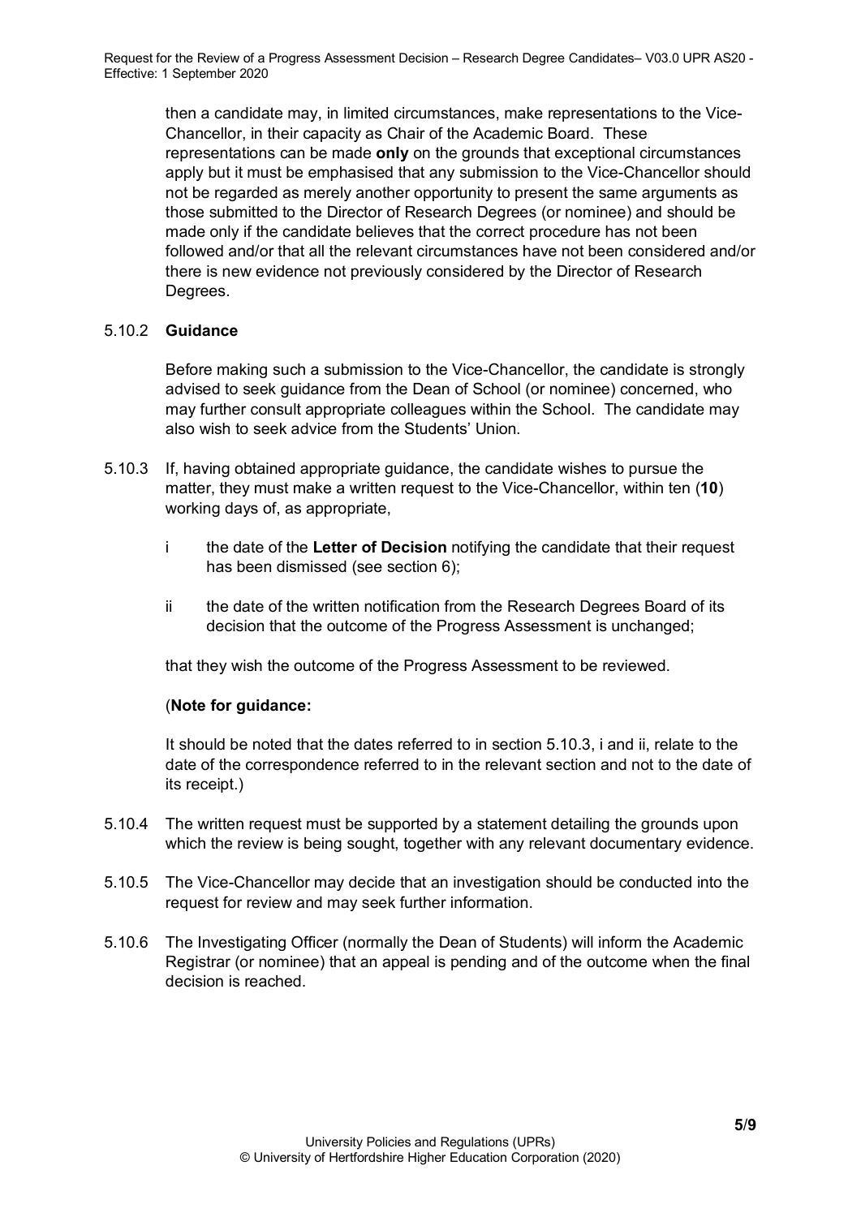then a candidate may, in limited circumstances, make representations to the Vice-Chancellor, in their capacity as Chair of the Academic Board. These representations can be made **only** on the grounds that exceptional circumstances apply but it must be emphasised that any submission to the Vice-Chancellor should not be regarded as merely another opportunity to present the same arguments as those submitted to the Director of Research Degrees (or nominee) and should be made only if the candidate believes that the correct procedure has not been followed and/or that all the relevant circumstances have not been considered and/or there is new evidence not previously considered by the Director of Research Degrees.

5.10.2 **Guidance**

Before making such a submission to the Vice-Chancellor, the candidate is strongly advised to seek guidance from the Dean of School (or nominee) concerned, who may further consult appropriate colleagues within the School. The candidate may also wish to seek advice from the Students' Union.

5.10.3 If, having obtained appropriate guidance, the candidate wishes to pursue the matter, they must make a written request to the Vice-Chancellor, within ten (**10**) working days of, as appropriate,

i the date of the **Letter of Decision** notifying the candidate that their request has been dismissed (see section 6);

ii the date of the written notification from the Research Degrees Board of its decision that the outcome of the Progress Assessment is unchanged;

that they wish the outcome of the Progress Assessment to be reviewed.

(**Note for guidance:**

It should be noted that the dates referred to in section 5.10.3, i and ii, relate to the date of the correspondence referred to in the relevant section and not to the date of its receipt.)

5.10.4 The written request must be supported by a statement detailing the grounds upon which the review is being sought, together with any relevant documentary evidence.

5.10.5 The Vice-Chancellor may decide that an investigation should be conducted into the request for review and may seek further information.

5.10.6 The Investigating Officer (normally the Dean of Students) will inform the Academic Registrar (or nominee) that an appeal is pending and of the outcome when the final decision is reached.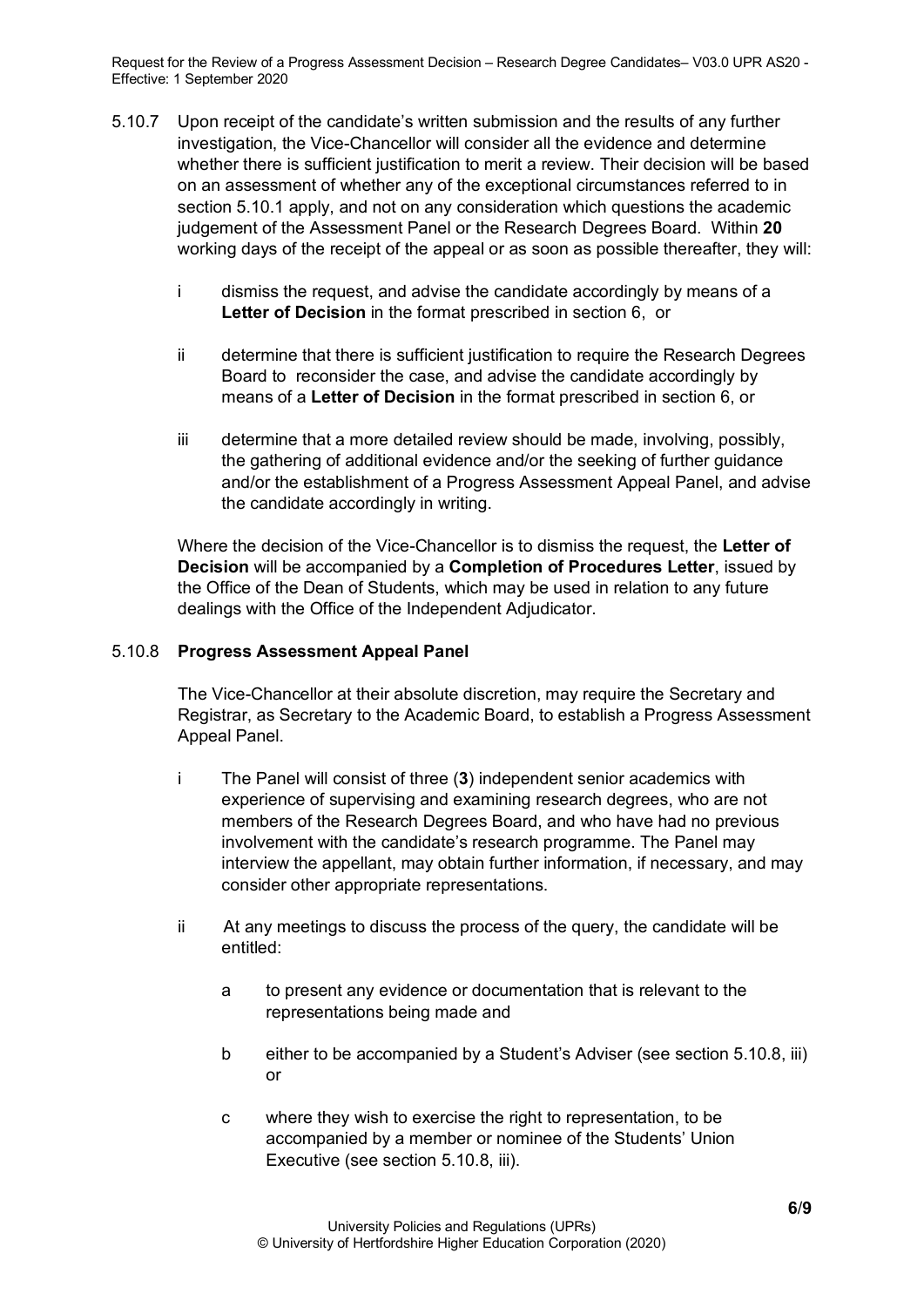5.10.7 Upon receipt of the candidate's written submission and the results of any further investigation, the Vice-Chancellor will consider all the evidence and determine whether there is sufficient justification to merit a review. Their decision will be based on an assessment of whether any of the exceptional circumstances referred to in section 5.10.1 apply, and not on any consideration which questions the academic judgement of the Assessment Panel or the Research Degrees Board. Within **20** working days of the receipt of the appeal or as soon as possible thereafter, they will:

- i dismiss the request, and advise the candidate accordingly by means of a **Letter of Decision** in the format prescribed in section 6, or

- ii determine that there is sufficient justification to require the Research Degrees Board to reconsider the case, and advise the candidate accordingly by means of a **Letter of Decision** in the format prescribed in section 6, or

- iii determine that a more detailed review should be made, involving, possibly, the gathering of additional evidence and/or the seeking of further guidance and/or the establishment of a Progress Assessment Appeal Panel, and advise the candidate accordingly in writing.

Where the decision of the Vice-Chancellor is to dismiss the request, the **Letter of Decision** will be accompanied by a **Completion of Procedures Letter**, issued by the Office of the Dean of Students, which may be used in relation to any future dealings with the Office of the Independent Adjudicator.

5.10.8 **Progress Assessment Appeal Panel**

The Vice-Chancellor at their absolute discretion, may require the Secretary and Registrar, as Secretary to the Academic Board, to establish a Progress Assessment Appeal Panel.

- i The Panel will consist of three (**3**) independent senior academics with experience of supervising and examining research degrees, who are not members of the Research Degrees Board, and who have had no previous involvement with the candidate's research programme. The Panel may interview the appellant, may obtain further information, if necessary, and may consider other appropriate representations.

- ii At any meetings to discuss the process of the query, the candidate will be entitled:

  - a to present any evidence or documentation that is relevant to the representations being made and

  - b either to be accompanied by a Student's Adviser (see section 5.10.8, iii) or

  - c where they wish to exercise the right to representation, to be accompanied by a member or nominee of the Students' Union Executive (see section 5.10.8, iii).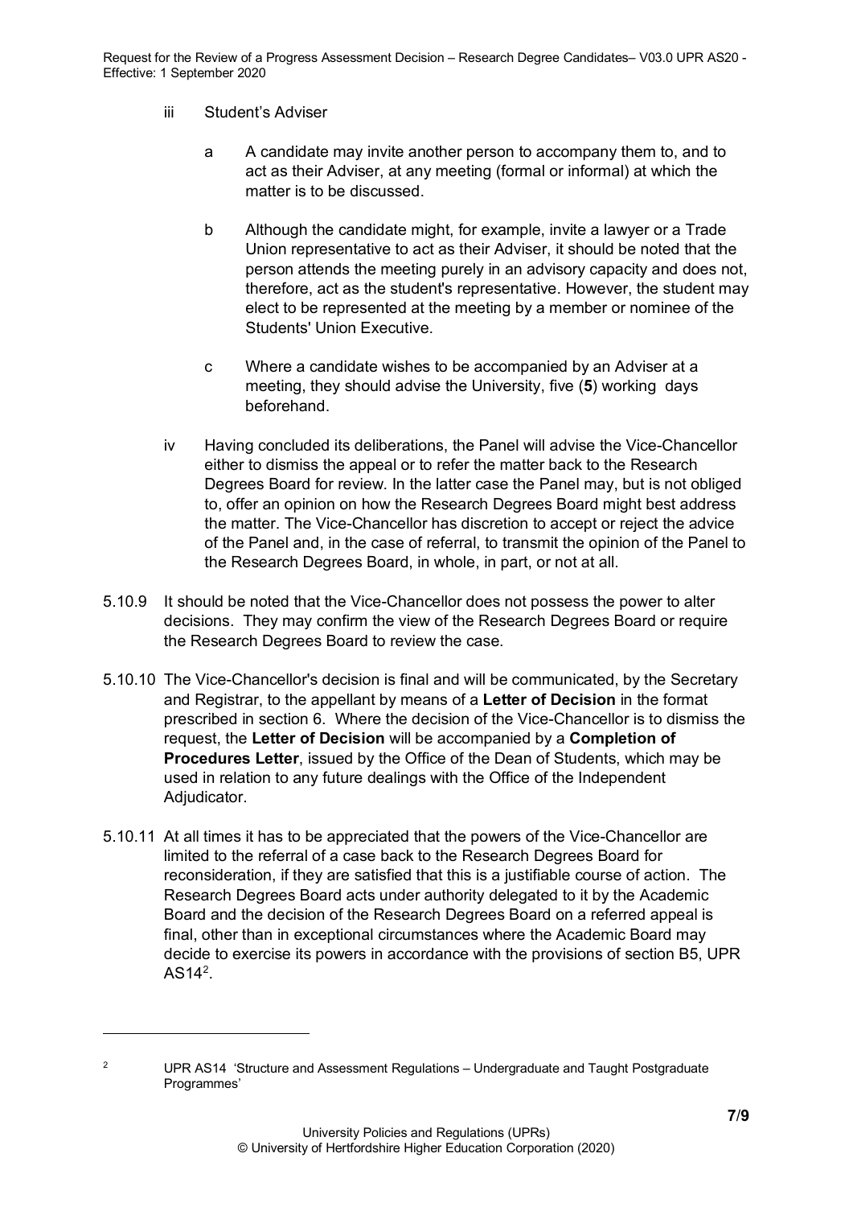iii Student's Adviser

a A candidate may invite another person to accompany them to, and to act as their Adviser, at any meeting (formal or informal) at which the matter is to be discussed.

b Although the candidate might, for example, invite a lawyer or a Trade Union representative to act as their Adviser, it should be noted that the person attends the meeting purely in an advisory capacity and does not, therefore, act as the student's representative. However, the student may elect to be represented at the meeting by a member or nominee of the Students' Union Executive.

c Where a candidate wishes to be accompanied by an Adviser at a meeting, they should advise the University, five (**5**) working days beforehand.

iv Having concluded its deliberations, the Panel will advise the Vice-Chancellor either to dismiss the appeal or to refer the matter back to the Research Degrees Board for review. In the latter case the Panel may, but is not obliged to, offer an opinion on how the Research Degrees Board might best address the matter. The Vice-Chancellor has discretion to accept or reject the advice of the Panel and, in the case of referral, to transmit the opinion of the Panel to the Research Degrees Board, in whole, in part, or not at all.

5.10.9 It should be noted that the Vice-Chancellor does not possess the power to alter decisions. They may confirm the view of the Research Degrees Board or require the Research Degrees Board to review the case.

5.10.10 The Vice-Chancellor's decision is final and will be communicated, by the Secretary and Registrar, to the appellant by means of a **Letter of Decision** in the format prescribed in section 6. Where the decision of the Vice-Chancellor is to dismiss the request, the **Letter of Decision** will be accompanied by a **Completion of Procedures Letter**, issued by the Office of the Dean of Students, which may be used in relation to any future dealings with the Office of the Independent Adjudicator.

5.10.11 At all times it has to be appreciated that the powers of the Vice-Chancellor are limited to the referral of a case back to the Research Degrees Board for reconsideration, if they are satisfied that this is a justifiable course of action. The Research Degrees Board acts under authority delegated to it by the Academic Board and the decision of the Research Degrees Board on a referred appeal is final, other than in exceptional circumstances where the Academic Board may decide to exercise its powers in accordance with the provisions of section B5, UPR AS14[2].

---

[2] UPR AS14 'Structure and Assessment Regulations – Undergraduate and Taught Postgraduate Programmes'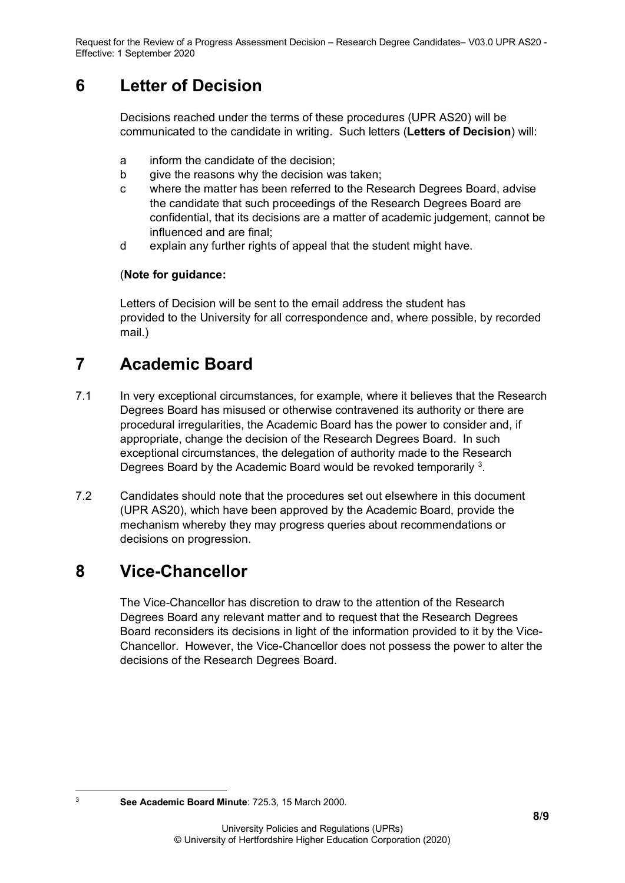# 6 Letter of Decision

Decisions reached under the terms of these procedures (UPR AS20) will be communicated to the candidate in writing. Such letters (**Letters of Decision**) will:

a inform the candidate of the decision;

b give the reasons why the decision was taken;

c where the matter has been referred to the Research Degrees Board, advise the candidate that such proceedings of the Research Degrees Board are confidential, that its decisions are a matter of academic judgement, cannot be influenced and are final;

d explain any further rights of appeal that the student might have.

(**Note for guidance:**

Letters of Decision will be sent to the email address the student has provided to the University for all correspondence and, where possible, by recorded mail.)

# 7 Academic Board

7.1 In very exceptional circumstances, for example, where it believes that the Research Degrees Board has misused or otherwise contravened its authority or there are procedural irregularities, the Academic Board has the power to consider and, if appropriate, change the decision of the Research Degrees Board. In such exceptional circumstances, the delegation of authority made to the Research Degrees Board by the Academic Board would be revoked temporarily [3].

7.2 Candidates should note that the procedures set out elsewhere in this document (UPR AS20), which have been approved by the Academic Board, provide the mechanism whereby they may progress queries about recommendations or decisions on progression.

# 8 Vice-Chancellor

The Vice-Chancellor has discretion to draw to the attention of the Research Degrees Board any relevant matter and to request that the Research Degrees Board reconsiders its decisions in light of the information provided to it by the Vice-Chancellor. However, the Vice-Chancellor does not possess the power to alter the decisions of the Research Degrees Board.

---

[3] **See Academic Board Minute**: 725.3, 15 March 2000.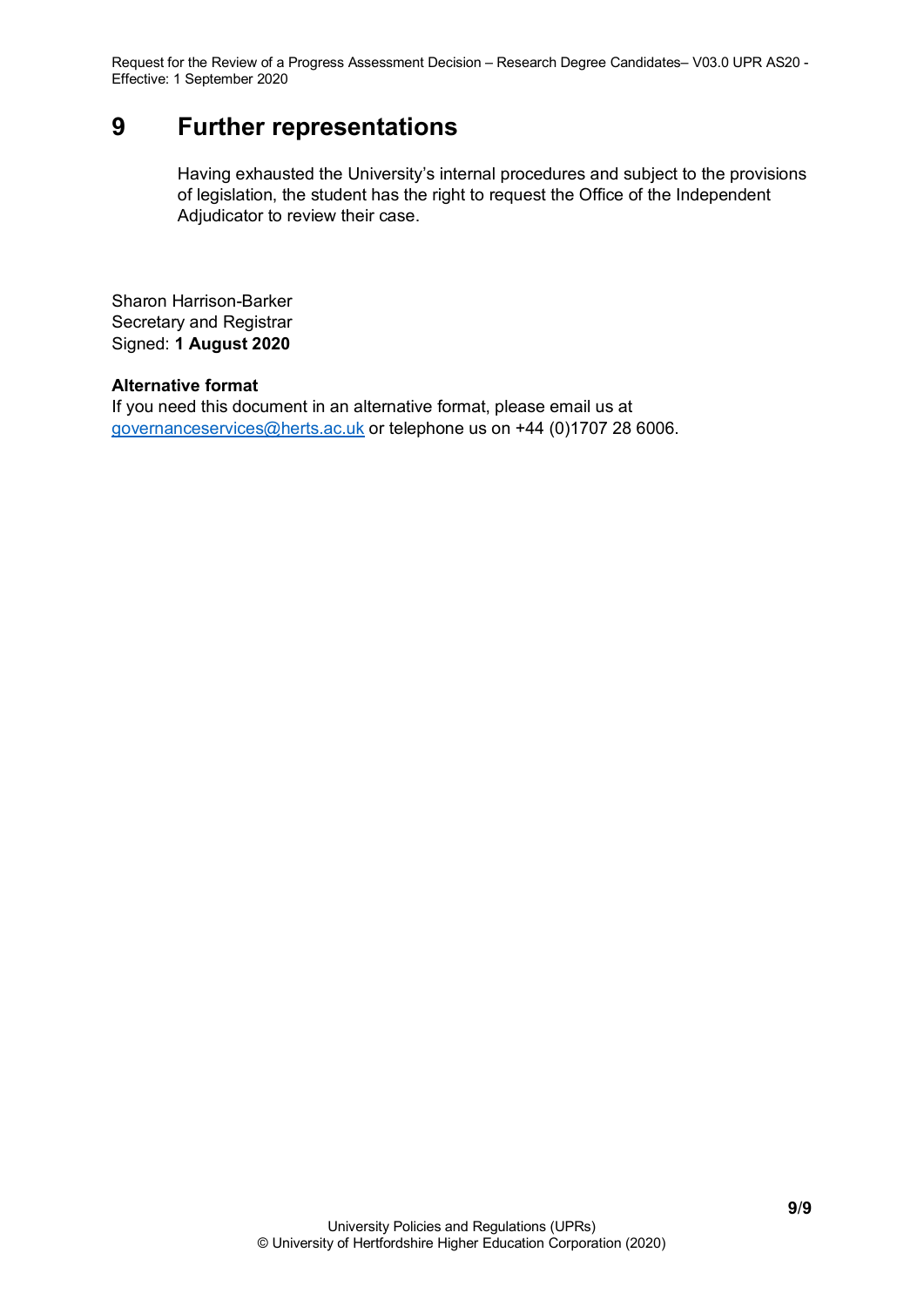## 9 Further representations

Having exhausted the University's internal procedures and subject to the provisions of legislation, the student has the right to request the Office of the Independent Adjudicator to review their case.

Sharon Harrison-Barker
Secretary and Registrar
Signed: **1 August 2020**

**Alternative format**
If you need this document in an alternative format, please email us at [governanceservices@herts.ac.uk](mailto:governanceservices@herts.ac.uk) or telephone us on +44 (0)1707 28 6006.